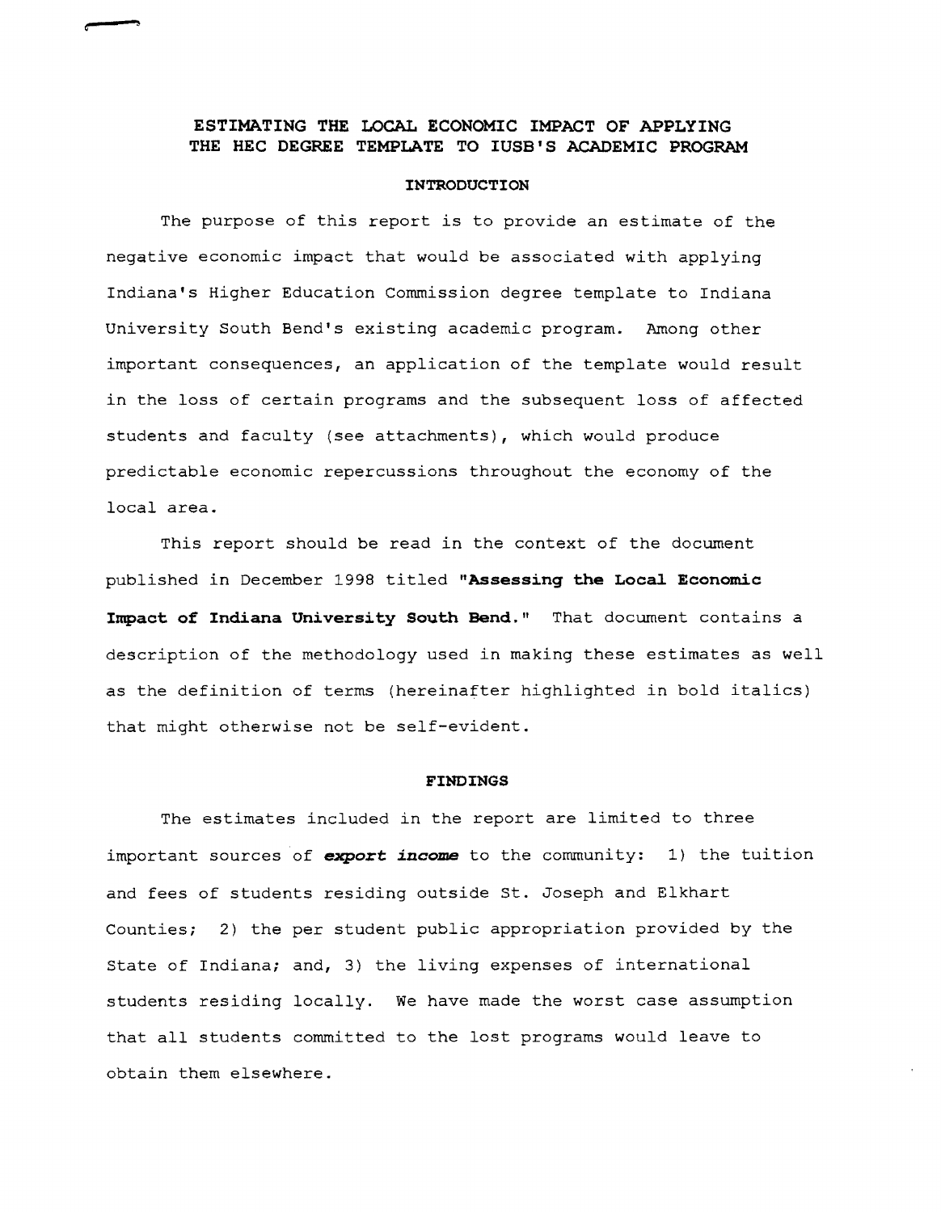# ESTIMATING THE LOCAL ECONOMIC IMPACT OF APPLYING THE HEC DEGREE TEMPLATE TO IUSB'S ACADEMIC PROGRAM

## INTRODUCTION

The purpose of this report is to provide an estimate of the negative economic impact that would be associated with applying Indiana's Higher Education Commission degree template to Indiana University South Bend's existing academic program. Among other important consequences, an application of the template would result in the loss of certain programs and the subsequent loss of affected students and faculty (see attachments), which would produce predictable economic repercussions throughout the economy of the local area.

This report should be read in the context of the document published in December 1998 titled **"Assessing the Local Economic Impact of Indiana University South Bend."** That document contains a description of the methodology used in making these estimates as well as the definition of terms (hereinafter highlighted in bold italics) that might otherwise not be self-evident.

## FINDINGS

The estimates included in the report are limited to three important sources of ***export income*** to the community: 1) the tuition and fees of students residing outside St. Joseph and Elkhart Counties; 2) the per student public appropriation provided by the State of Indiana; and, 3) the living expenses of international students residing locally. We have made the worst case assumption that all students committed to the lost programs would leave to obtain them elsewhere.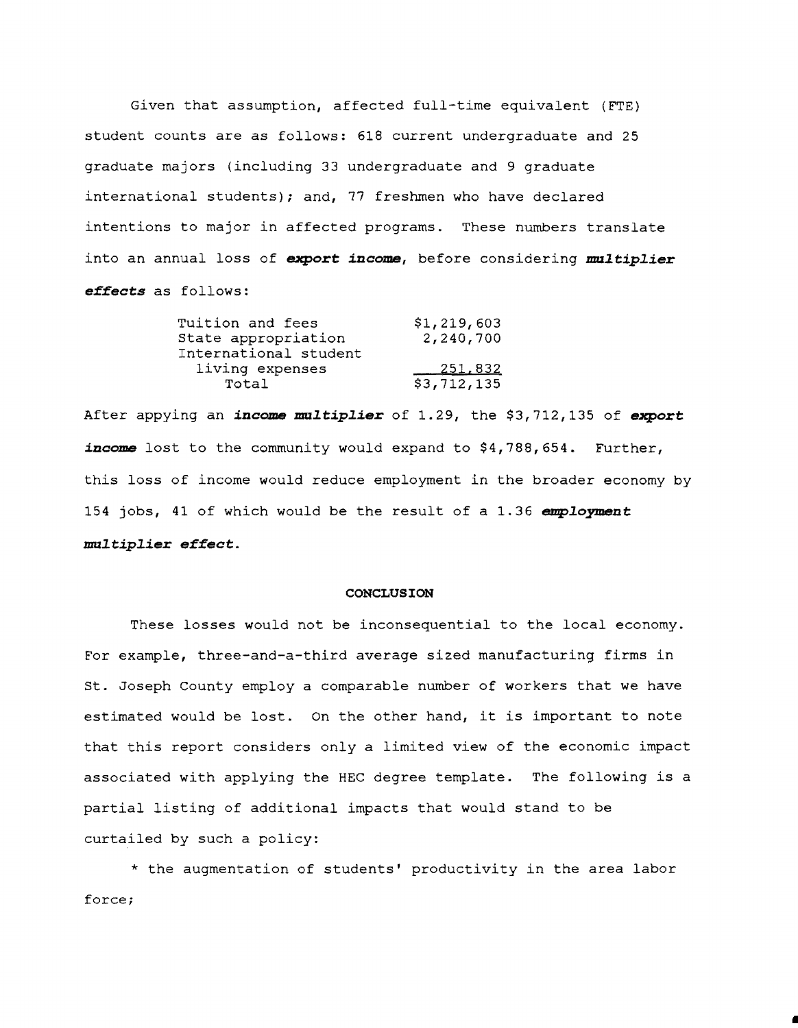Given that assumption, affected full-time equivalent (FTE) student counts are as follows: 618 current undergraduate and 25 graduate majors (including 33 undergraduate and 9 graduate international students); and, 77 freshmen who have declared intentions to major in affected programs. These numbers translate into an annual loss of ***export income***, before considering ***multiplier effects*** as follows:

| | |
|---|---|
| Tuition and fees | $1,219,603 |
| State appropriation | 2,240,700 |
| International student living expenses | 251,832 |
| Total | $3,712,135 |

After appying an ***income multiplier*** of 1.29, the $3,712,135 of ***export income*** lost to the community would expand to $4,788,654. Further, this loss of income would reduce employment in the broader economy by 154 jobs, 41 of which would be the result of a 1.36 ***employment multiplier effect***.

## CONCLUSION

These losses would not be inconsequential to the local economy. For example, three-and-a-third average sized manufacturing firms in St. Joseph County employ a comparable number of workers that we have estimated would be lost. On the other hand, it is important to note that this report considers only a limited view of the economic impact associated with applying the HEC degree template. The following is a partial listing of additional impacts that would stand to be curtailed by such a policy:

* the augmentation of students' productivity in the area labor force;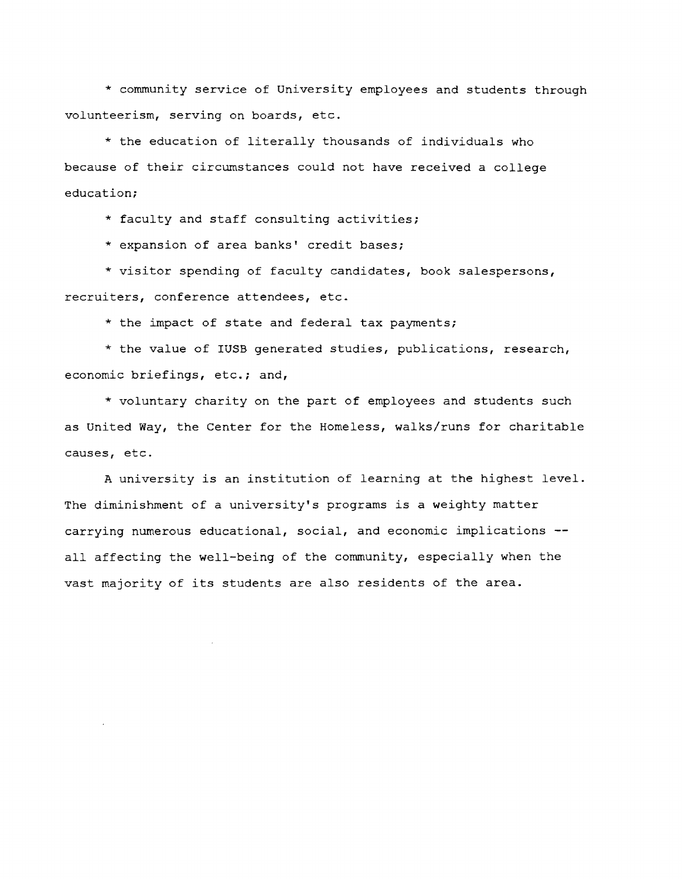* community service of University employees and students through volunteerism, serving on boards, etc.

* the education of literally thousands of individuals who because of their circumstances could not have received a college education;

* faculty and staff consulting activities;

* expansion of area banks' credit bases;

* visitor spending of faculty candidates, book salespersons, recruiters, conference attendees, etc.

* the impact of state and federal tax payments;

* the value of IUSB generated studies, publications, research, economic briefings, etc.; and,

* voluntary charity on the part of employees and students such as United Way, the Center for the Homeless, walks/runs for charitable causes, etc.

A university is an institution of learning at the highest level. The diminishment of a university's programs is a weighty matter carrying numerous educational, social, and economic implications -- all affecting the well-being of the community, especially when the vast majority of its students are also residents of the area.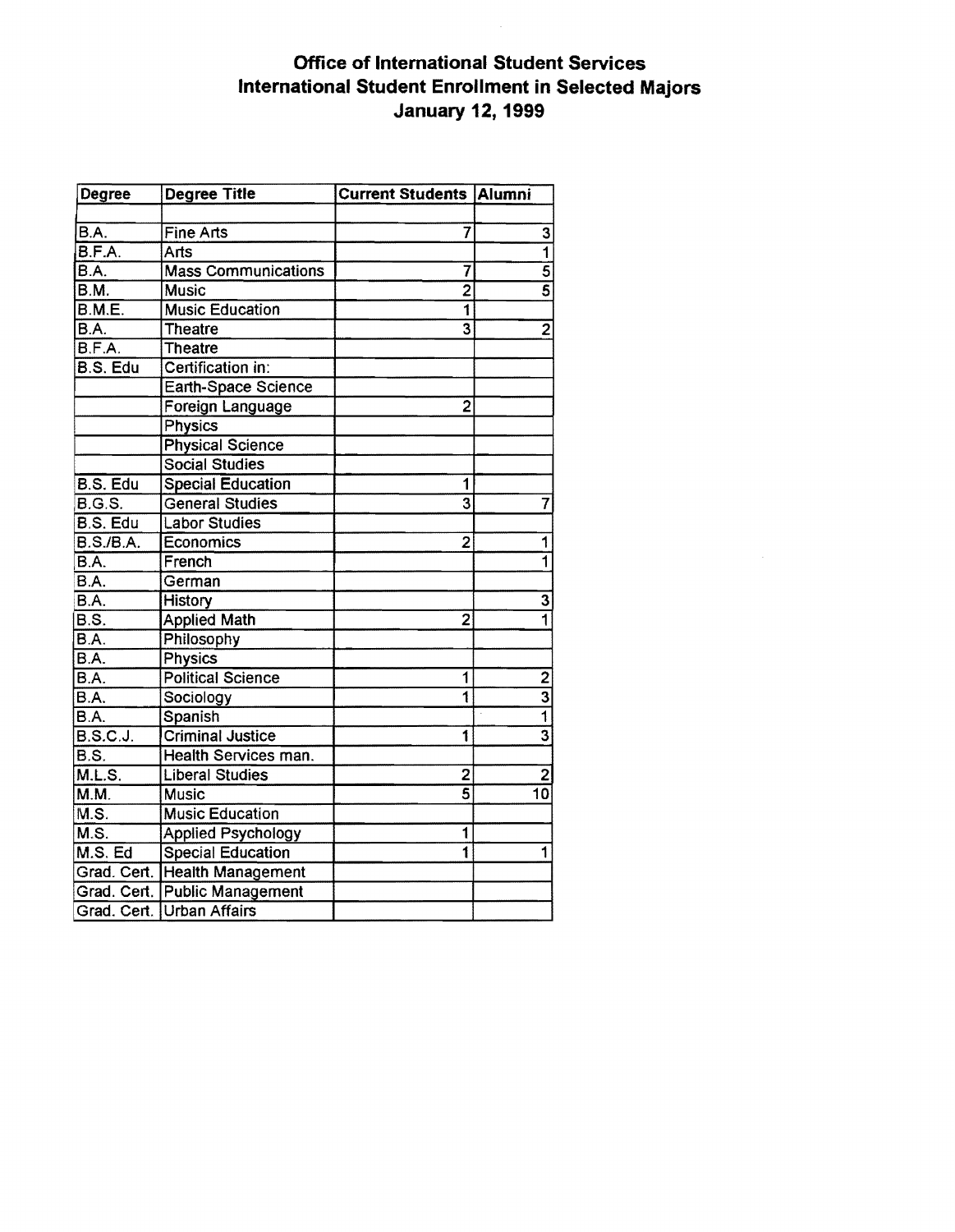**Office of International Student Services**
**International Student Enrollment in Selected Majors**
**January 12, 1999**

| Degree | Degree Title | Current Students | Alumni |
|---|---|---|---|
| | | | |
| B.A. | Fine Arts | 7 | 3 |
| B.F.A. | Arts | | 1 |
| B.A. | Mass Communications | 7 | 5 |
| B.M. | Music | 2 | 5 |
| B.M.E. | Music Education | 1 | |
| B.A. | Theatre | 3 | 2 |
| B.F.A. | Theatre | | |
| B.S. Edu | Certification in: | | |
| | Earth-Space Science | | |
| | Foreign Language | 2 | |
| | Physics | | |
| | Physical Science | | |
| | Social Studies | | |
| B.S. Edu | Special Education | 1 | |
| B.G.S. | General Studies | 3 | 7 |
| B.S. Edu | Labor Studies | | |
| B.S./B.A. | Economics | 2 | 1 |
| B.A. | French | | 1 |
| B.A. | German | | |
| B.A. | History | | 3 |
| B.S. | Applied Math | 2 | 1 |
| B.A. | Philosophy | | |
| B.A. | Physics | | |
| B.A. | Political Science | 1 | 2 |
| B.A. | Sociology | 1 | 3 |
| B.A. | Spanish | | 1 |
| B.S.C.J. | Criminal Justice | 1 | 3 |
| B.S. | Health Services man. | | |
| M.L.S. | Liberal Studies | 2 | 2 |
| M.M. | Music | 5 | 10 |
| M.S. | Music Education | | |
| M.S. | Applied Psychology | 1 | |
| M.S. Ed | Special Education | 1 | 1 |
| Grad. Cert. | Health Management | | |
| Grad. Cert. | Public Management | | |
| Grad. Cert. | Urban Affairs | | |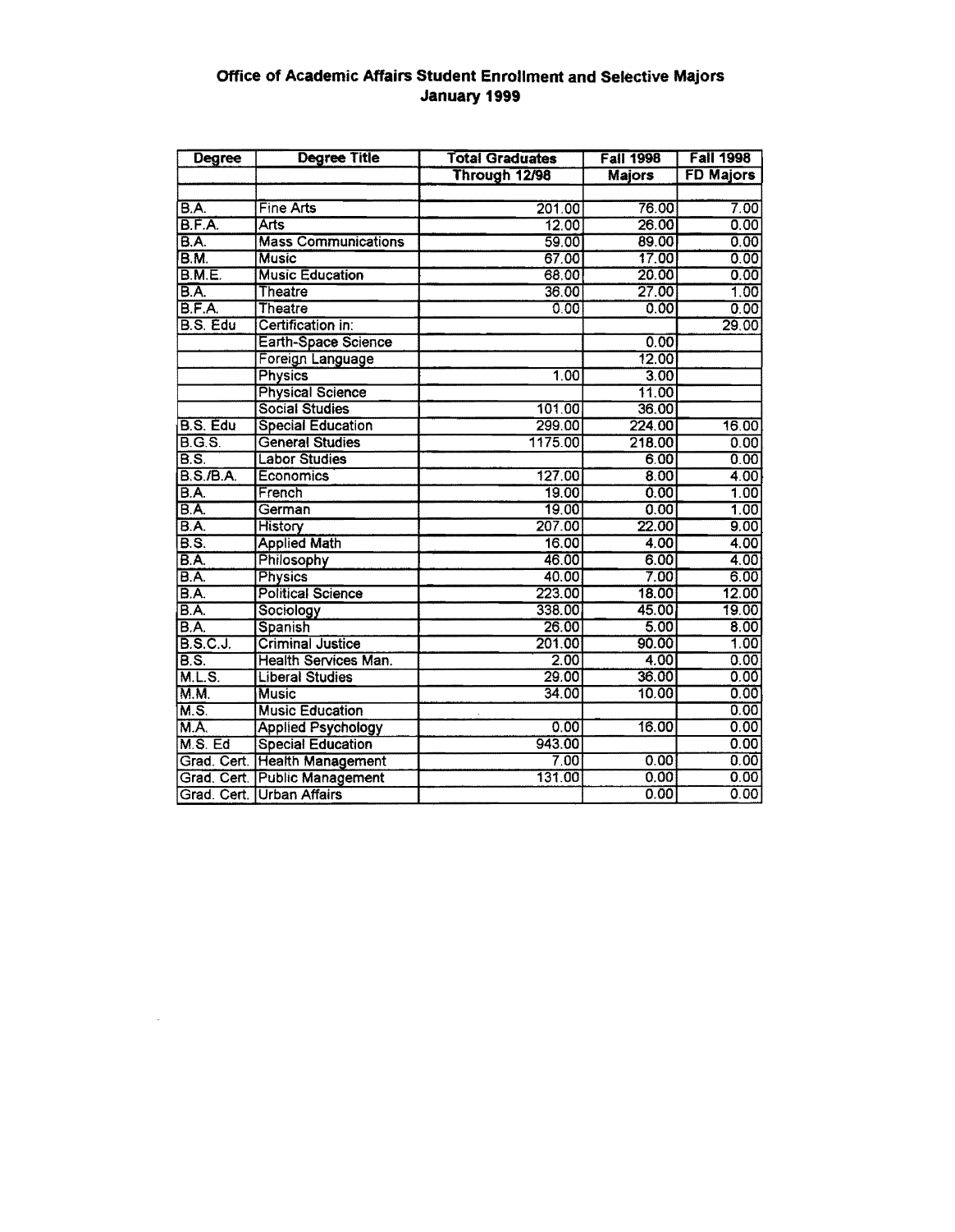# Office of Academic Affairs Student Enrollment and Selective Majors
## January 1999

| Degree | Degree Title | Total Graduates Through 12/98 | Fall 1998 Majors | Fall 1998 FD Majors |
|---|---|---|---|---|
| | | | | |
| B.A. | Fine Arts | 201.00 | 76.00 | 7.00 |
| B.F.A. | Arts | 12.00 | 26.00 | 0.00 |
| B.A. | Mass Communications | 59.00 | 89.00 | 0.00 |
| B.M. | Music | 67.00 | 17.00 | 0.00 |
| B.M.E. | Music Education | 68.00 | 20.00 | 0.00 |
| B.A. | Theatre | 36.00 | 27.00 | 1.00 |
| B.F.A. | Theatre | 0.00 | 0.00 | 0.00 |
| B.S. Edu | Certification in: | | | 29.00 |
| | Earth-Space Science | | 0.00 | |
| | Foreign Language | | 12.00 | |
| | Physics | 1.00 | 3.00 | |
| | Physical Science | | 11.00 | |
| | Social Studies | 101.00 | 36.00 | |
| B.S. Edu | Special Education | 299.00 | 224.00 | 16.00 |
| B.G.S. | General Studies | 1175.00 | 218.00 | 0.00 |
| B.S. | Labor Studies | | 6.00 | 0.00 |
| B.S./B.A. | Economics | 127.00 | 8.00 | 4.00 |
| B.A. | French | 19.00 | 0.00 | 1.00 |
| B.A. | German | 19.00 | 0.00 | 1.00 |
| B.A. | History | 207.00 | 22.00 | 9.00 |
| B.S. | Applied Math | 16.00 | 4.00 | 4.00 |
| B.A. | Philosophy | 46.00 | 6.00 | 4.00 |
| B.A. | Physics | 40.00 | 7.00 | 6.00 |
| B.A. | Political Science | 223.00 | 18.00 | 12.00 |
| B.A. | Sociology | 338.00 | 45.00 | 19.00 |
| B.A. | Spanish | 26.00 | 5.00 | 8.00 |
| B.S.C.J. | Criminal Justice | 201.00 | 90.00 | 1.00 |
| B.S. | Health Services Man. | 2.00 | 4.00 | 0.00 |
| M.L.S. | Liberal Studies | 29.00 | 36.00 | 0.00 |
| M.M. | Music | 34.00 | 10.00 | 0.00 |
| M.S. | Music Education | | | 0.00 |
| M.A. | Applied Psychology | 0.00 | 16.00 | 0.00 |
| M.S. Ed | Special Education | 943.00 | | 0.00 |
| Grad. Cert. | Health Management | 7.00 | 0.00 | 0.00 |
| Grad. Cert. | Public Management | 131.00 | 0.00 | 0.00 |
| Grad. Cert. | Urban Affairs | | 0.00 | 0.00 |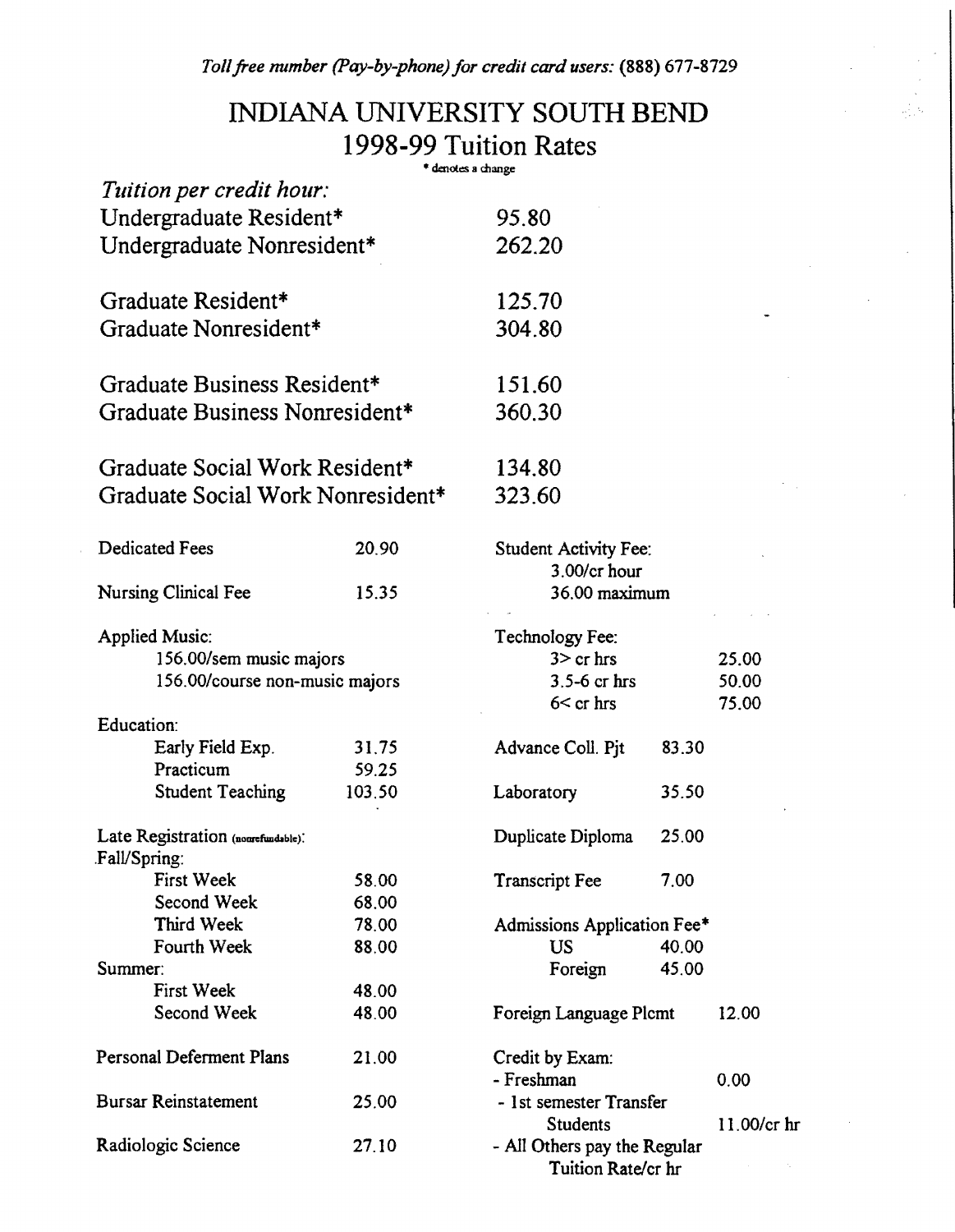*Toll free number (Pay-by-phone) for credit card users:* (888) 677-8729

# INDIANA UNIVERSITY SOUTH BEND
## 1998-99 Tuition Rates

\* denotes a change

*Tuition per credit hour:*

| | |
|---|---|
| Undergraduate Resident* | 95.80 |
| Undergraduate Nonresident* | 262.20 |
| Graduate Resident* | 125.70 |
| Graduate Nonresident* | 304.80 |
| Graduate Business Resident* | 151.60 |
| Graduate Business Nonresident* | 360.30 |
| Graduate Social Work Resident* | 134.80 |
| Graduate Social Work Nonresident* | 323.60 |

| | |
|---|---|
| Dedicated Fees | 20.90 |
| Nursing Clinical Fee | 15.35 |
| Applied Music: | |
| 156.00/sem music majors | |
| 156.00/course non-music majors | |
| Education: | |
| Early Field Exp. | 31.75 |
| Practicum | 59.25 |
| Student Teaching | 103.50 |
| Late Registration (nonrefundable): | |
| Fall/Spring: | |
| First Week | 58.00 |
| Second Week | 68.00 |
| Third Week | 78.00 |
| Fourth Week | 88.00 |
| Summer: | |
| First Week | 48.00 |
| Second Week | 48.00 |
| Personal Deferment Plans | 21.00 |
| Bursar Reinstatement | 25.00 |
| Radiologic Science | 27.10 |

| | |
|---|---|
| Student Activity Fee: | |
| 3.00/cr hour | |
| 36.00 maximum | |
| Technology Fee: | |
| 3> cr hrs | 25.00 |
| 3.5-6 cr hrs | 50.00 |
| 6< cr hrs | 75.00 |
| Advance Coll. Pjt | 83.30 |
| Laboratory | 35.50 |
| Duplicate Diploma | 25.00 |
| Transcript Fee | 7.00 |
| Admissions Application Fee* | |
| US | 40.00 |
| Foreign | 45.00 |
| Foreign Language Plcmt | 12.00 |
| Credit by Exam: | |
| - Freshman | 0.00 |
| - 1st semester Transfer Students | 11.00/cr hr |
| - All Others pay the Regular Tuition Rate/cr hr | |